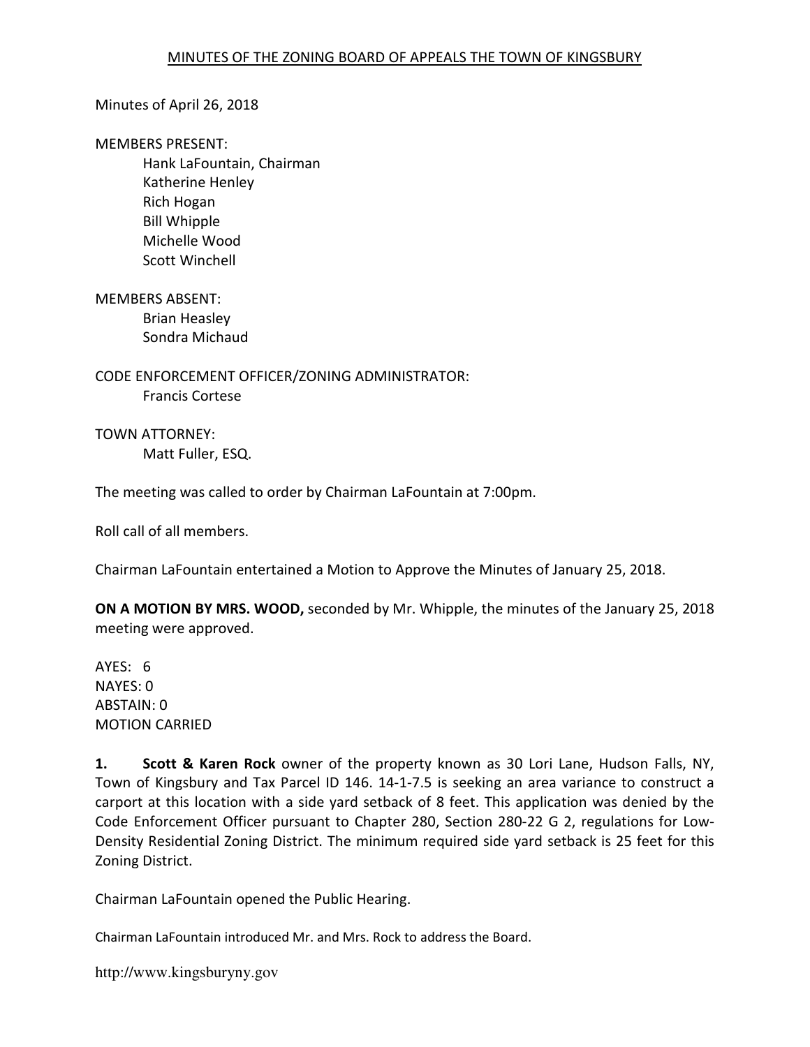# MINUTES OF THE ZONING BOARD OF APPEALS THE TOWN OF KINGSBURY

Minutes of April 26, 2018

MEMBERS PRESENT:
- Hank LaFountain, Chairman
- Katherine Henley
- Rich Hogan
- Bill Whipple
- Michelle Wood
- Scott Winchell

MEMBERS ABSENT:
- Brian Heasley
- Sondra Michaud

CODE ENFORCEMENT OFFICER/ZONING ADMINISTRATOR:
- Francis Cortese

TOWN ATTORNEY:
- Matt Fuller, ESQ.

The meeting was called to order by Chairman LaFountain at 7:00pm.

Roll call of all members.

Chairman LaFountain entertained a Motion to Approve the Minutes of January 25, 2018.

**ON A MOTION BY MRS. WOOD,** seconded by Mr. Whipple, the minutes of the January 25, 2018 meeting were approved.

AYES: 6
NAYES: 0
ABSTAIN: 0
MOTION CARRIED

**1. Scott & Karen Rock** owner of the property known as 30 Lori Lane, Hudson Falls, NY, Town of Kingsbury and Tax Parcel ID 146. 14-1-7.5 is seeking an area variance to construct a carport at this location with a side yard setback of 8 feet. This application was denied by the Code Enforcement Officer pursuant to Chapter 280, Section 280-22 G 2, regulations for Low-Density Residential Zoning District. The minimum required side yard setback is 25 feet for this Zoning District.

Chairman LaFountain opened the Public Hearing.

Chairman LaFountain introduced Mr. and Mrs. Rock to address the Board.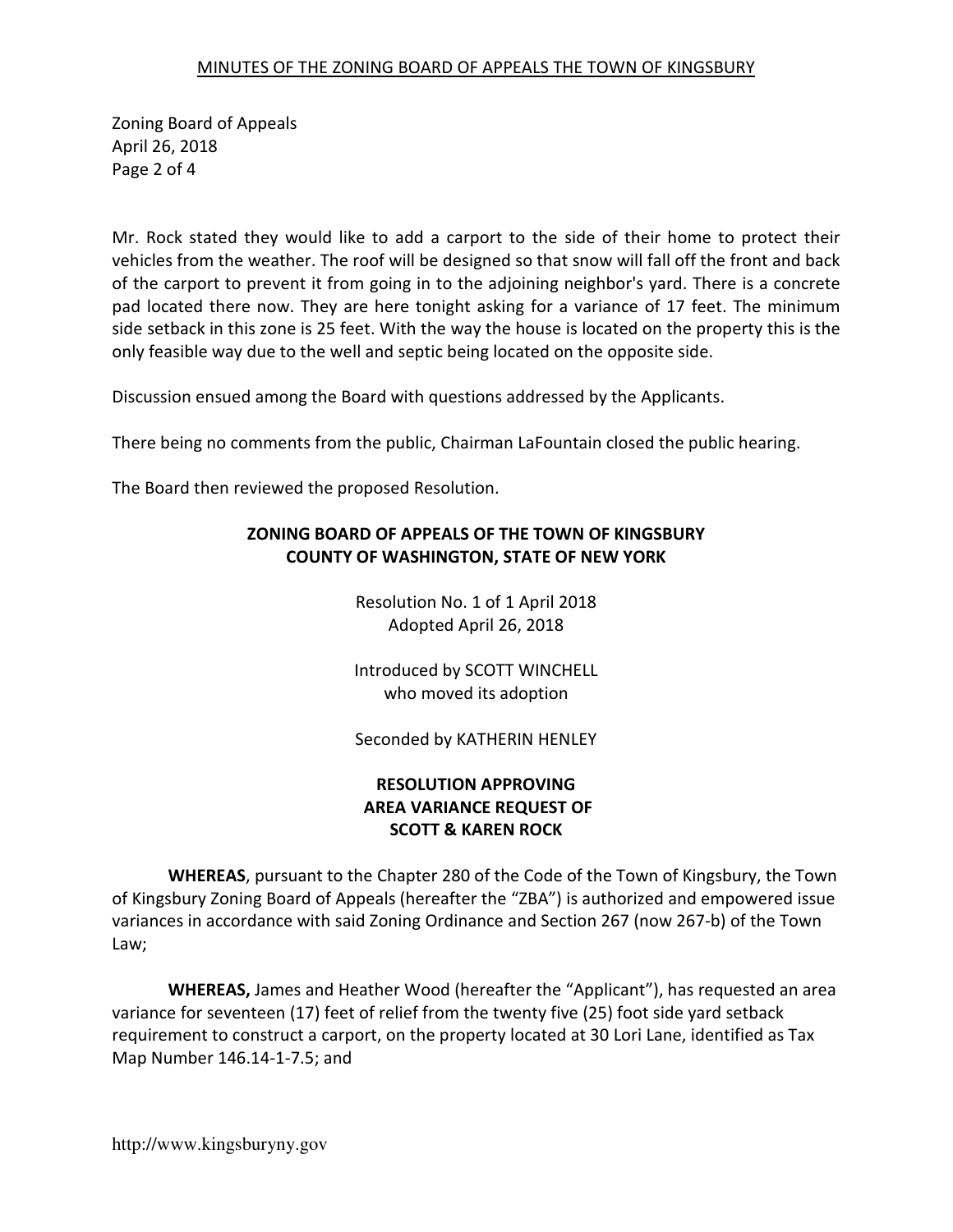Mr. Rock stated they would like to add a carport to the side of their home to protect their vehicles from the weather. The roof will be designed so that snow will fall off the front and back of the carport to prevent it from going in to the adjoining neighbor's yard. There is a concrete pad located there now. They are here tonight asking for a variance of 17 feet. The minimum side setback in this zone is 25 feet. With the way the house is located on the property this is the only feasible way due to the well and septic being located on the opposite side.

Discussion ensued among the Board with questions addressed by the Applicants.

There being no comments from the public, Chairman LaFountain closed the public hearing.

The Board then reviewed the proposed Resolution.

**ZONING BOARD OF APPEALS OF THE TOWN OF KINGSBURY**
**COUNTY OF WASHINGTON, STATE OF NEW YORK**

Resolution No. 1 of 1 April 2018
Adopted April 26, 2018

Introduced by SCOTT WINCHELL
who moved its adoption

Seconded by KATHERIN HENLEY

**RESOLUTION APPROVING**
**AREA VARIANCE REQUEST OF**
**SCOTT & KAREN ROCK**

**WHEREAS**, pursuant to the Chapter 280 of the Code of the Town of Kingsbury, the Town of Kingsbury Zoning Board of Appeals (hereafter the "ZBA") is authorized and empowered issue variances in accordance with said Zoning Ordinance and Section 267 (now 267-b) of the Town Law;

**WHEREAS,** James and Heather Wood (hereafter the "Applicant"), has requested an area variance for seventeen (17) feet of relief from the twenty five (25) foot side yard setback requirement to construct a carport, on the property located at 30 Lori Lane, identified as Tax Map Number 146.14-1-7.5; and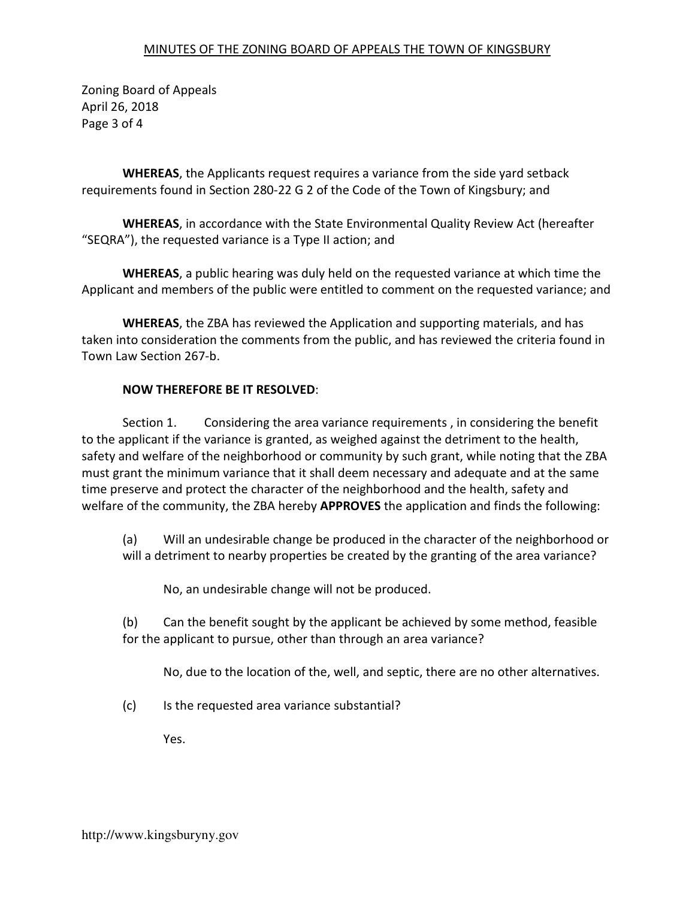**WHEREAS**, the Applicants request requires a variance from the side yard setback requirements found in Section 280-22 G 2 of the Code of the Town of Kingsbury; and

**WHEREAS**, in accordance with the State Environmental Quality Review Act (hereafter "SEQRA"), the requested variance is a Type II action; and

**WHEREAS**, a public hearing was duly held on the requested variance at which time the Applicant and members of the public were entitled to comment on the requested variance; and

**WHEREAS**, the ZBA has reviewed the Application and supporting materials, and has taken into consideration the comments from the public, and has reviewed the criteria found in Town Law Section 267-b.

**NOW THEREFORE BE IT RESOLVED**:

Section 1. Considering the area variance requirements , in considering the benefit to the applicant if the variance is granted, as weighed against the detriment to the health, safety and welfare of the neighborhood or community by such grant, while noting that the ZBA must grant the minimum variance that it shall deem necessary and adequate and at the same time preserve and protect the character of the neighborhood and the health, safety and welfare of the community, the ZBA hereby **APPROVES** the application and finds the following:

(a) Will an undesirable change be produced in the character of the neighborhood or will a detriment to nearby properties be created by the granting of the area variance?

No, an undesirable change will not be produced.

(b) Can the benefit sought by the applicant be achieved by some method, feasible for the applicant to pursue, other than through an area variance?

No, due to the location of the, well, and septic, there are no other alternatives.

(c) Is the requested area variance substantial?

Yes.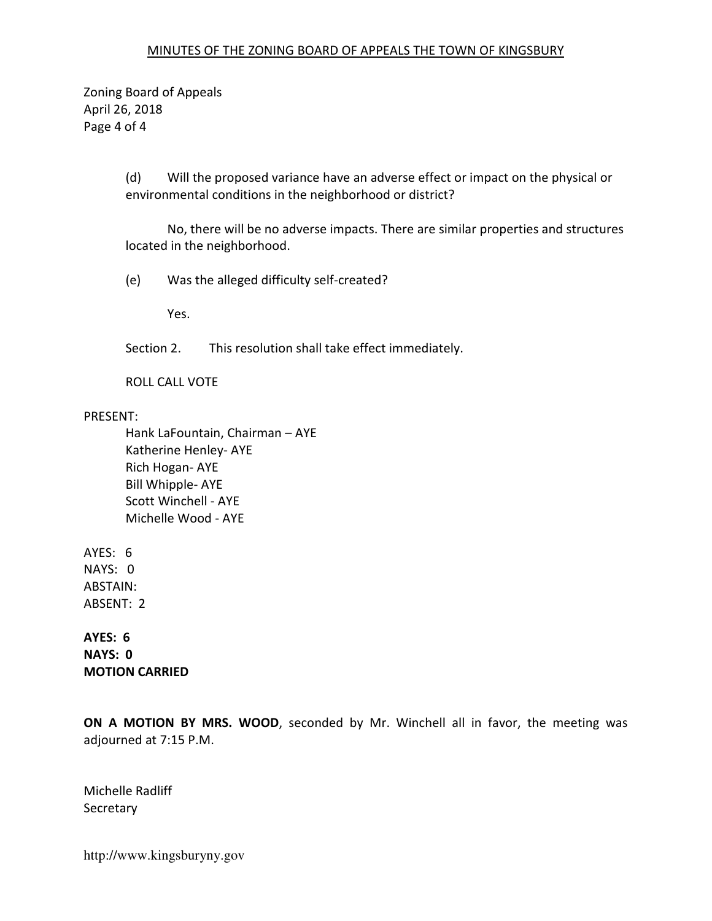(d) Will the proposed variance have an adverse effect or impact on the physical or environmental conditions in the neighborhood or district?

No, there will be no adverse impacts. There are similar properties and structures located in the neighborhood.

(e) Was the alleged difficulty self-created?

Yes.

Section 2. This resolution shall take effect immediately.

ROLL CALL VOTE

PRESENT:

Hank LaFountain, Chairman – AYE
Katherine Henley- AYE
Rich Hogan- AYE
Bill Whipple- AYE
Scott Winchell - AYE
Michelle Wood - AYE

AYES: 6
NAYS: 0
ABSTAIN:
ABSENT: 2

**AYES: 6**
**NAYS: 0**
**MOTION CARRIED**

**ON A MOTION BY MRS. WOOD**, seconded by Mr. Winchell all in favor, the meeting was adjourned at 7:15 P.M.

Michelle Radliff
Secretary